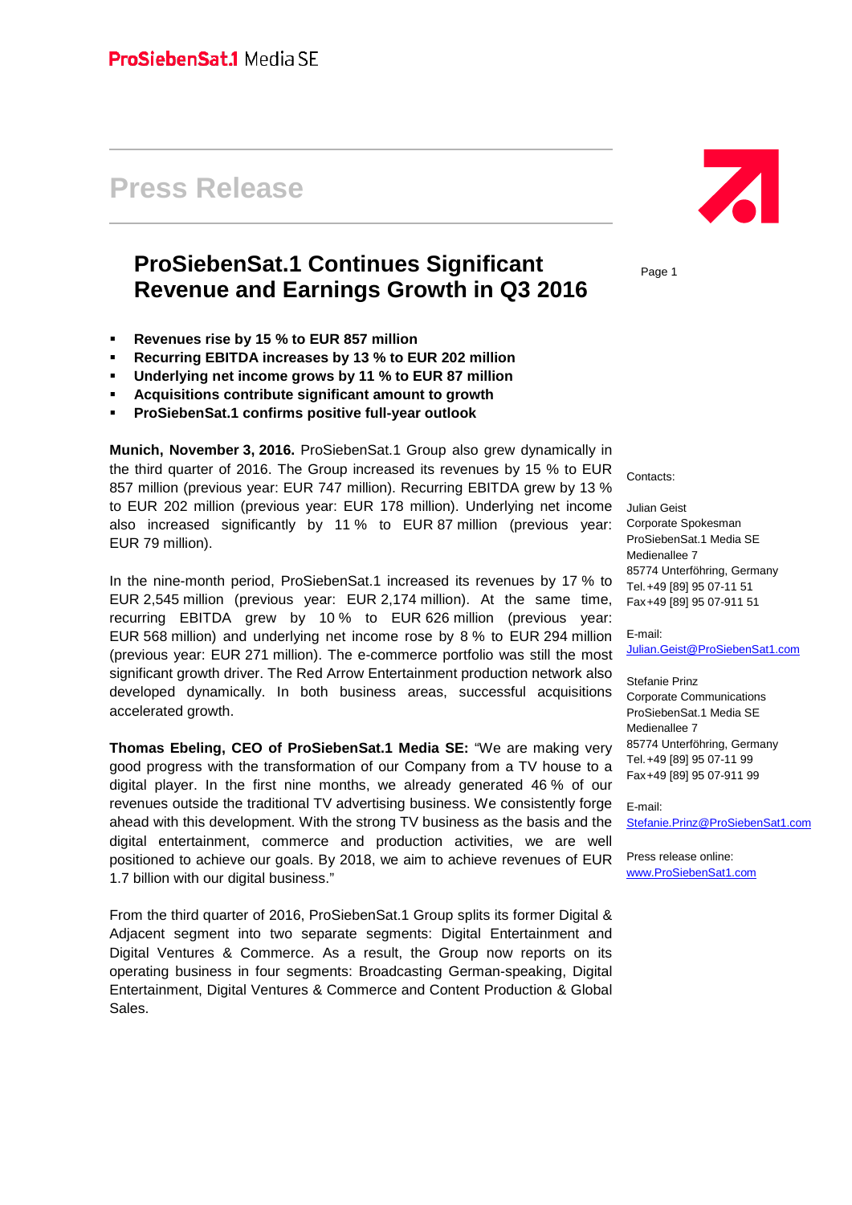ProSiebenSat.1 Media SE

# Press Release

## ProSiebenSat.1 Continues Significant Revenue and Earnings Growth in Q3 2016

- **Revenues rise by 15 % to EUR 857 million**
- **Recurring EBITDA increases by 13 % to EUR 202 million**
- **Underlying net income grows by 11 % to EUR 87 million**
- **Acquisitions contribute significant amount to growth**
- **ProSiebenSat.1 confirms positive full-year outlook**

**Munich, November 3, 2016.** ProSiebenSat.1 Group also grew dynamically in the third quarter of 2016. The Group increased its revenues by 15 % to EUR 857 million (previous year: EUR 747 million). Recurring EBITDA grew by 13 % to EUR 202 million (previous year: EUR 178 million). Underlying net income also increased significantly by 11 % to EUR 87 million (previous year: EUR 79 million).

In the nine-month period, ProSiebenSat.1 increased its revenues by 17 % to EUR 2,545 million (previous year: EUR 2,174 million). At the same time, recurring EBITDA grew by 10 % to EUR 626 million (previous year: EUR 568 million) and underlying net income rose by 8 % to EUR 294 million (previous year: EUR 271 million). The e-commerce portfolio was still the most significant growth driver. The Red Arrow Entertainment production network also developed dynamically. In both business areas, successful acquisitions accelerated growth.

**Thomas Ebeling, CEO of ProSiebenSat.1 Media SE:** "We are making very good progress with the transformation of our Company from a TV house to a digital player. In the first nine months, we already generated 46 % of our revenues outside the traditional TV advertising business. We consistently forge ahead with this development. With the strong TV business as the basis and the digital entertainment, commerce and production activities, we are well positioned to achieve our goals. By 2018, we aim to achieve revenues of EUR 1.7 billion with our digital business."

From the third quarter of 2016, ProSiebenSat.1 Group splits its former Digital & Adjacent segment into two separate segments: Digital Entertainment and Digital Ventures & Commerce. As a result, the Group now reports on its operating business in four segments: Broadcasting German-speaking, Digital Entertainment, Digital Ventures & Commerce and Content Production & Global Sales.

Contacts:

Julian Geist
Corporate Spokesman
ProSiebenSat.1 Media SE
Medienallee 7
85774 Unterföhring, Germany
Tel. +49 [89] 95 07-11 51
Fax +49 [89] 95 07-911 51

E-mail:
Julian.Geist@ProSiebenSat1.com

Stefanie Prinz
Corporate Communications
ProSiebenSat.1 Media SE
Medienallee 7
85774 Unterföhring, Germany
Tel. +49 [89] 95 07-11 99
Fax +49 [89] 95 07-911 99

E-mail:
Stefanie.Prinz@ProSiebenSat1.com

Press release online:
www.ProSiebenSat1.com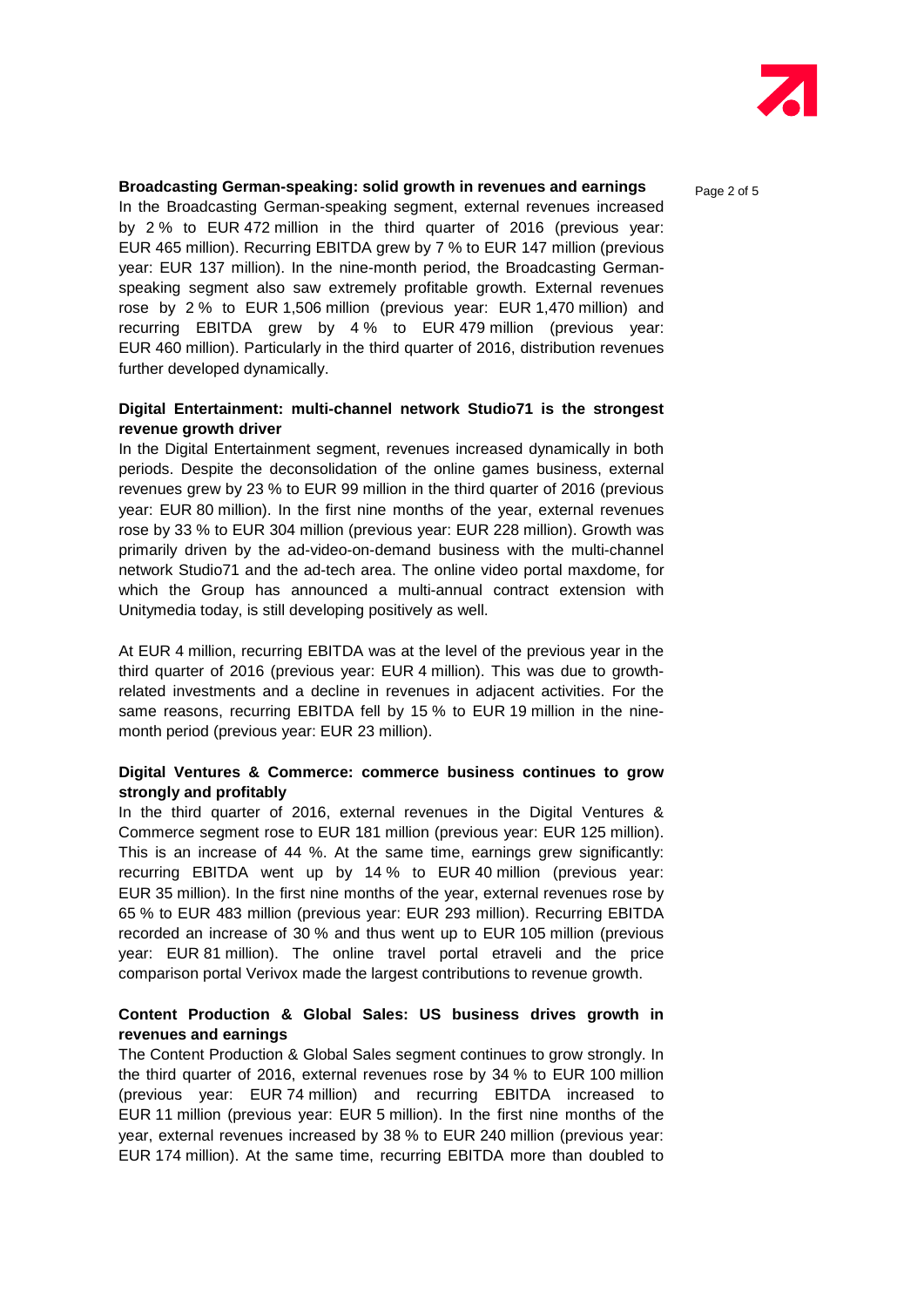**Broadcasting German-speaking: solid growth in revenues and earnings**

In the Broadcasting German-speaking segment, external revenues increased by 2 % to EUR 472 million in the third quarter of 2016 (previous year: EUR 465 million). Recurring EBITDA grew by 7 % to EUR 147 million (previous year: EUR 137 million). In the nine-month period, the Broadcasting German-speaking segment also saw extremely profitable growth. External revenues rose by 2 % to EUR 1,506 million (previous year: EUR 1,470 million) and recurring EBITDA grew by 4 % to EUR 479 million (previous year: EUR 460 million). Particularly in the third quarter of 2016, distribution revenues further developed dynamically.

**Digital Entertainment: multi-channel network Studio71 is the strongest revenue growth driver**

In the Digital Entertainment segment, revenues increased dynamically in both periods. Despite the deconsolidation of the online games business, external revenues grew by 23 % to EUR 99 million in the third quarter of 2016 (previous year: EUR 80 million). In the first nine months of the year, external revenues rose by 33 % to EUR 304 million (previous year: EUR 228 million). Growth was primarily driven by the ad-video-on-demand business with the multi-channel network Studio71 and the ad-tech area. The online video portal maxdome, for which the Group has announced a multi-annual contract extension with Unitymedia today, is still developing positively as well.

At EUR 4 million, recurring EBITDA was at the level of the previous year in the third quarter of 2016 (previous year: EUR 4 million). This was due to growth-related investments and a decline in revenues in adjacent activities. For the same reasons, recurring EBITDA fell by 15 % to EUR 19 million in the nine-month period (previous year: EUR 23 million).

**Digital Ventures & Commerce: commerce business continues to grow strongly and profitably**

In the third quarter of 2016, external revenues in the Digital Ventures & Commerce segment rose to EUR 181 million (previous year: EUR 125 million). This is an increase of 44 %. At the same time, earnings grew significantly: recurring EBITDA went up by 14 % to EUR 40 million (previous year: EUR 35 million). In the first nine months of the year, external revenues rose by 65 % to EUR 483 million (previous year: EUR 293 million). Recurring EBITDA recorded an increase of 30 % and thus went up to EUR 105 million (previous year: EUR 81 million). The online travel portal etraveli and the price comparison portal Verivox made the largest contributions to revenue growth.

**Content Production & Global Sales: US business drives growth in revenues and earnings**

The Content Production & Global Sales segment continues to grow strongly. In the third quarter of 2016, external revenues rose by 34 % to EUR 100 million (previous year: EUR 74 million) and recurring EBITDA increased to EUR 11 million (previous year: EUR 5 million). In the first nine months of the year, external revenues increased by 38 % to EUR 240 million (previous year: EUR 174 million). At the same time, recurring EBITDA more than doubled to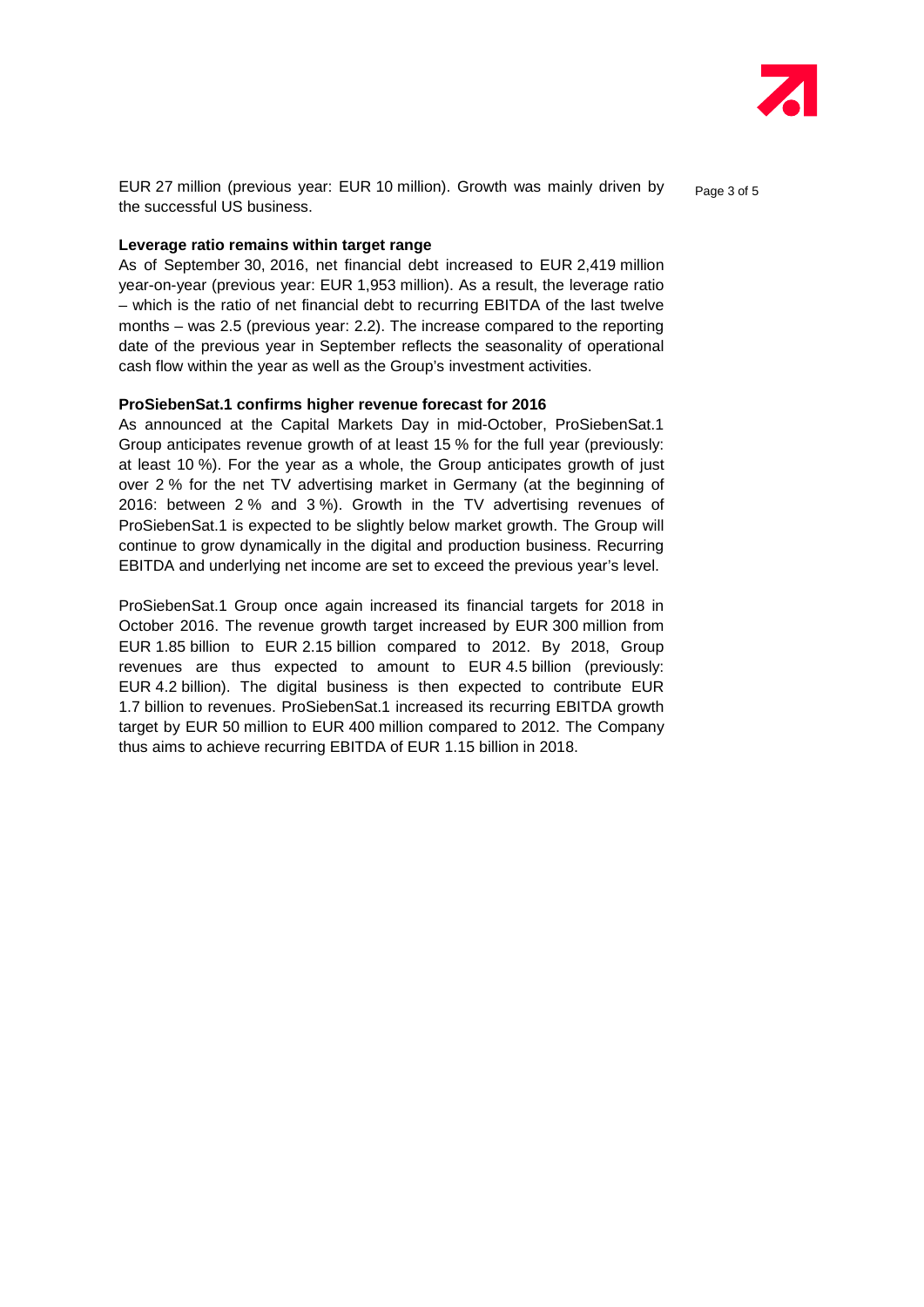EUR 27 million (previous year: EUR 10 million). Growth was mainly driven by the successful US business.

**Leverage ratio remains within target range**

As of September 30, 2016, net financial debt increased to EUR 2,419 million year-on-year (previous year: EUR 1,953 million). As a result, the leverage ratio – which is the ratio of net financial debt to recurring EBITDA of the last twelve months – was 2.5 (previous year: 2.2). The increase compared to the reporting date of the previous year in September reflects the seasonality of operational cash flow within the year as well as the Group's investment activities.

**ProSiebenSat.1 confirms higher revenue forecast for 2016**

As announced at the Capital Markets Day in mid-October, ProSiebenSat.1 Group anticipates revenue growth of at least 15 % for the full year (previously: at least 10 %). For the year as a whole, the Group anticipates growth of just over 2 % for the net TV advertising market in Germany (at the beginning of 2016: between 2 % and 3 %). Growth in the TV advertising revenues of ProSiebenSat.1 is expected to be slightly below market growth. The Group will continue to grow dynamically in the digital and production business. Recurring EBITDA and underlying net income are set to exceed the previous year's level.

ProSiebenSat.1 Group once again increased its financial targets for 2018 in October 2016. The revenue growth target increased by EUR 300 million from EUR 1.85 billion to EUR 2.15 billion compared to 2012. By 2018, Group revenues are thus expected to amount to EUR 4.5 billion (previously: EUR 4.2 billion). The digital business is then expected to contribute EUR 1.7 billion to revenues. ProSiebenSat.1 increased its recurring EBITDA growth target by EUR 50 million to EUR 400 million compared to 2012. The Company thus aims to achieve recurring EBITDA of EUR 1.15 billion in 2018.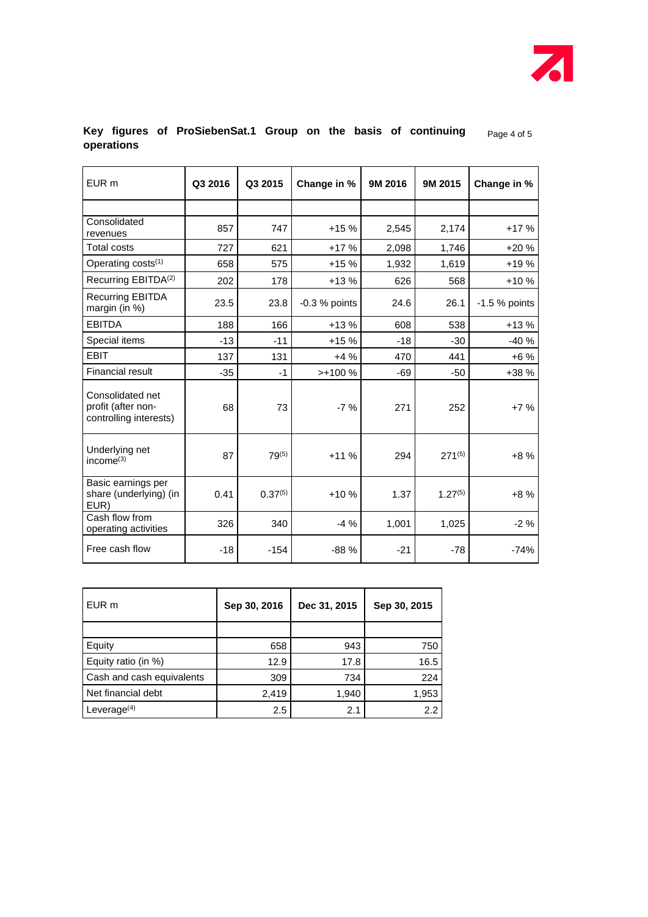**Key figures of ProSiebenSat.1 Group on the basis of continuing operations**

| EUR m | Q3 2016 | Q3 2015 | Change in % | 9M 2016 | 9M 2015 | Change in % |
|---|---|---|---|---|---|---|
| | | | | | | |
| Consolidated revenues | 857 | 747 | +15 % | 2,545 | 2,174 | +17 % |
| Total costs | 727 | 621 | +17 % | 2,098 | 1,746 | +20 % |
| Operating costs[1] | 658 | 575 | +15 % | 1,932 | 1,619 | +19 % |
| Recurring EBITDA[2] | 202 | 178 | +13 % | 626 | 568 | +10 % |
| Recurring EBITDA margin (in %) | 23.5 | 23.8 | -0.3 % points | 24.6 | 26.1 | -1.5 % points |
| EBITDA | 188 | 166 | +13 % | 608 | 538 | +13 % |
| Special items | -13 | -11 | +15 % | -18 | -30 | -40 % |
| EBIT | 137 | 131 | +4 % | 470 | 441 | +6 % |
| Financial result | -35 | -1 | >+100 % | -69 | -50 | +38 % |
| Consolidated net profit (after non-controlling interests) | 68 | 73 | -7 % | 271 | 252 | +7 % |
| Underlying net income[3] | 87 | 79[5] | +11 % | 294 | 271[5] | +8 % |
| Basic earnings per share (underlying) (in EUR) | 0.41 | 0.37[5] | +10 % | 1.37 | 1.27[5] | +8 % |
| Cash flow from operating activities | 326 | 340 | -4 % | 1,001 | 1,025 | -2 % |
| Free cash flow | -18 | -154 | -88 % | -21 | -78 | -74% |

| EUR m | Sep 30, 2016 | Dec 31, 2015 | Sep 30, 2015 |
|---|---|---|---|
| | | | |
| Equity | 658 | 943 | 750 |
| Equity ratio (in %) | 12.9 | 17.8 | 16.5 |
| Cash and cash equivalents | 309 | 734 | 224 |
| Net financial debt | 2,419 | 1,940 | 1,953 |
| Leverage[4] | 2.5 | 2.1 | 2.2 |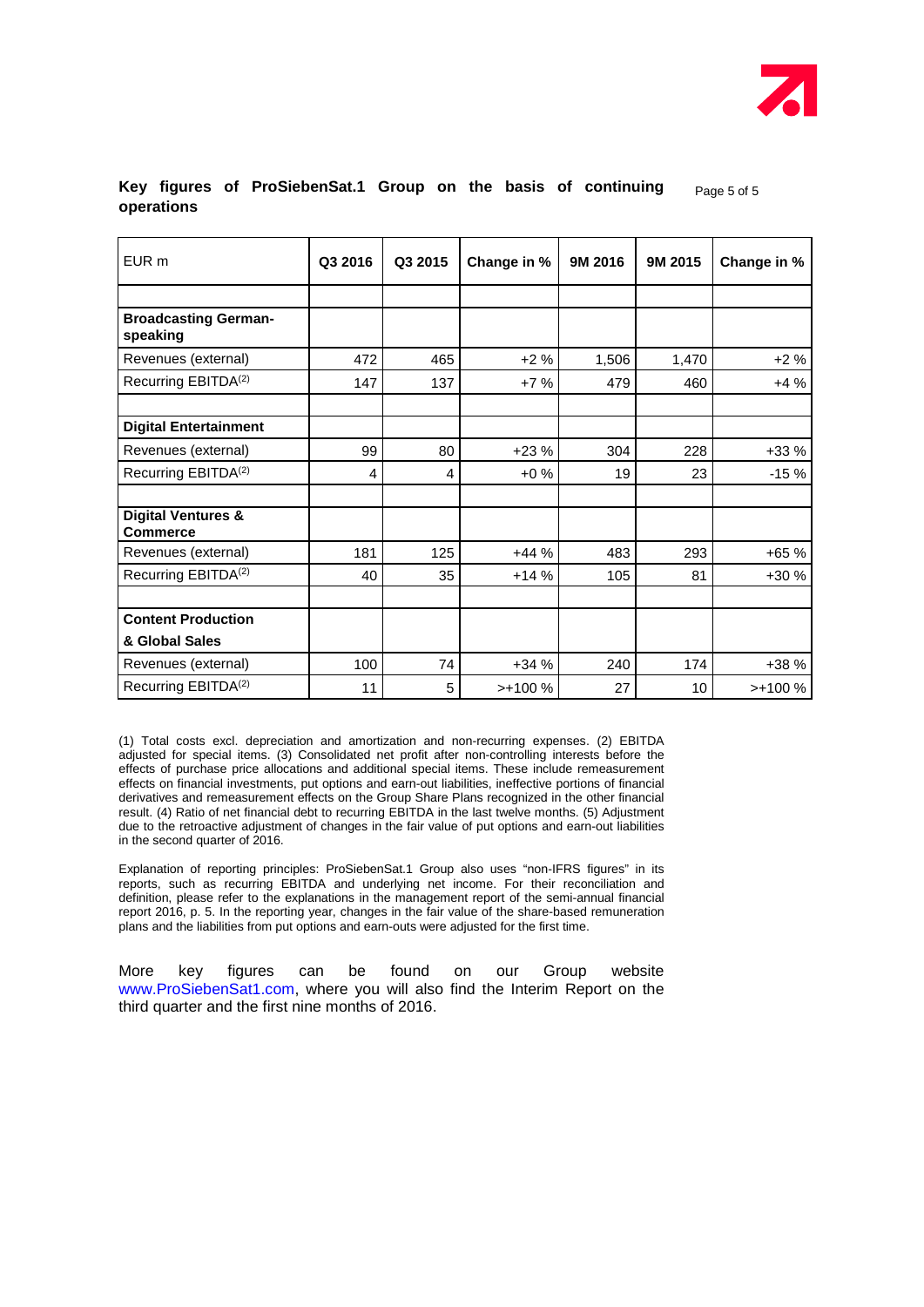**Key figures of ProSiebenSat.1 Group on the basis of continuing operations**

| EUR m | Q3 2016 | Q3 2015 | Change in % | 9M 2016 | 9M 2015 | Change in % |
|---|---|---|---|---|---|---|
| | | | | | | |
| **Broadcasting German-speaking** | | | | | | |
| Revenues (external) | 472 | 465 | +2 % | 1,506 | 1,470 | +2 % |
| Recurring EBITDA(2) | 147 | 137 | +7 % | 479 | 460 | +4 % |
| | | | | | | |
| **Digital Entertainment** | | | | | | |
| Revenues (external) | 99 | 80 | +23 % | 304 | 228 | +33 % |
| Recurring EBITDA(2) | 4 | 4 | +0 % | 19 | 23 | -15 % |
| | | | | | | |
| **Digital Ventures & Commerce** | | | | | | |
| Revenues (external) | 181 | 125 | +44 % | 483 | 293 | +65 % |
| Recurring EBITDA(2) | 40 | 35 | +14 % | 105 | 81 | +30 % |
| | | | | | | |
| **Content Production & Global Sales** | | | | | | |
| Revenues (external) | 100 | 74 | +34 % | 240 | 174 | +38 % |
| Recurring EBITDA(2) | 11 | 5 | >+100 % | 27 | 10 | >+100 % |

(1) Total costs excl. depreciation and amortization and non-recurring expenses. (2) EBITDA adjusted for special items. (3) Consolidated net profit after non-controlling interests before the effects of purchase price allocations and additional special items. These include remeasurement effects on financial investments, put options and earn-out liabilities, ineffective portions of financial derivatives and remeasurement effects on the Group Share Plans recognized in the other financial result. (4) Ratio of net financial debt to recurring EBITDA in the last twelve months. (5) Adjustment due to the retroactive adjustment of changes in the fair value of put options and earn-out liabilities in the second quarter of 2016.

Explanation of reporting principles: ProSiebenSat.1 Group also uses "non-IFRS figures" in its reports, such as recurring EBITDA and underlying net income. For their reconciliation and definition, please refer to the explanations in the management report of the semi-annual financial report 2016, p. 5. In the reporting year, changes in the fair value of the share-based remuneration plans and the liabilities from put options and earn-outs were adjusted for the first time.

More key figures can be found on our Group website www.ProSiebenSat1.com, where you will also find the Interim Report on the third quarter and the first nine months of 2016.